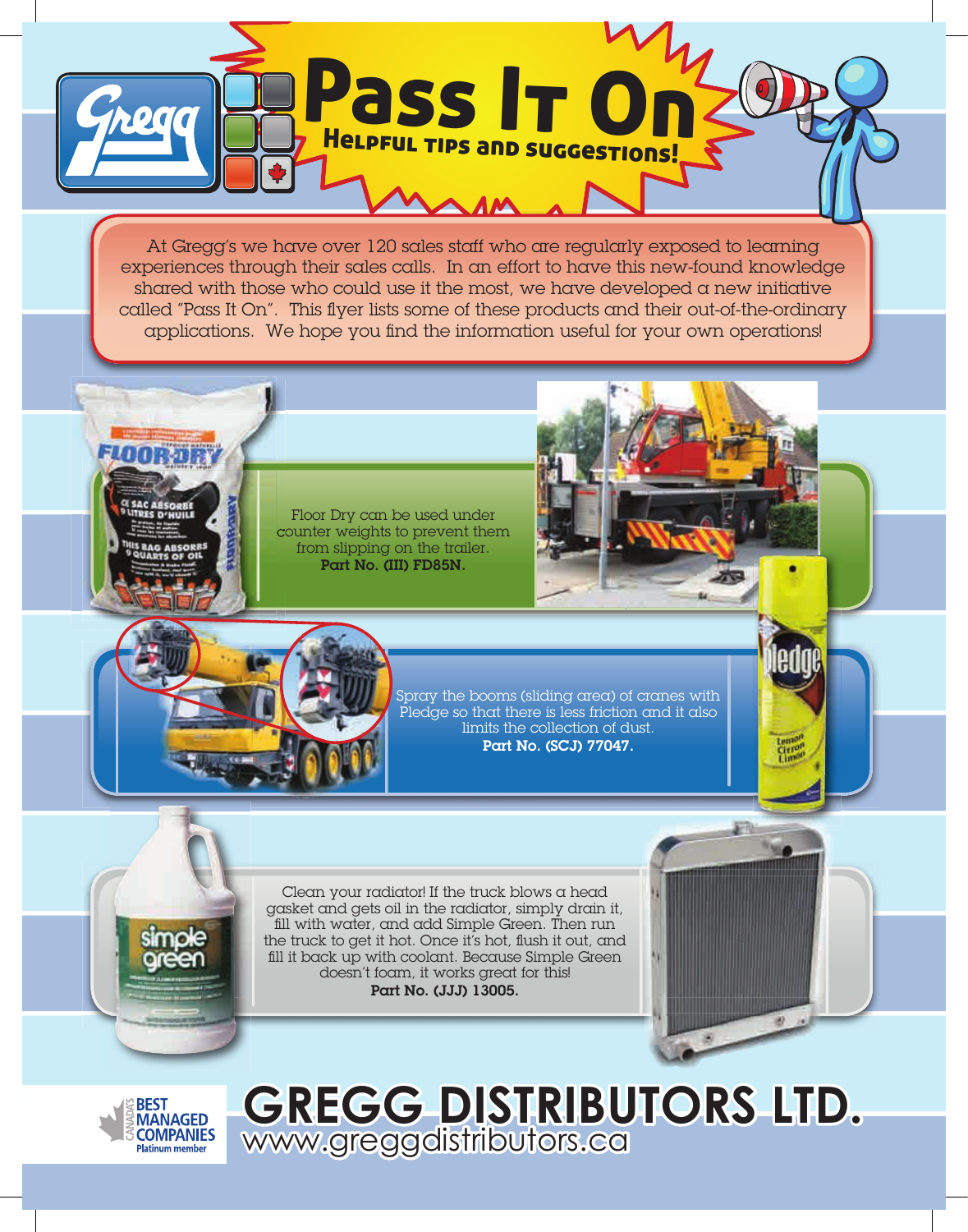# Pass It On

## Helpful Tips and Suggestions!

At Gregg's we have over 120 sales staff who are regularly exposed to learning experiences through their sales calls. In an effort to have this new-found knowledge shared with those who could use it the most, we have developed a new initiative called "Pass It On". This flyer lists some of these products and their out-of-the-ordinary applications. We hope you find the information useful for your own operations!

Floor Dry can be used under counter weights to prevent them from slipping on the trailer.
**Part No. (III) FD85N.**

Spray the booms (sliding area) of cranes with Pledge so that there is less friction and it also limits the collection of dust.
**Part No. (SCJ) 77047.**

Clean your radiator! If the truck blows a head gasket and gets oil in the radiator, simply drain it, fill with water, and add Simple Green. Then run the truck to get it hot. Once it's hot, flush it out, and fill it back up with coolant. Because Simple Green doesn't foam, it works great for this!
**Part No. (JJJ) 13005.**

Canada's Best Managed Companies Platinum member

**GREGG DISTRIBUTORS LTD.**
www.greggdistributors.ca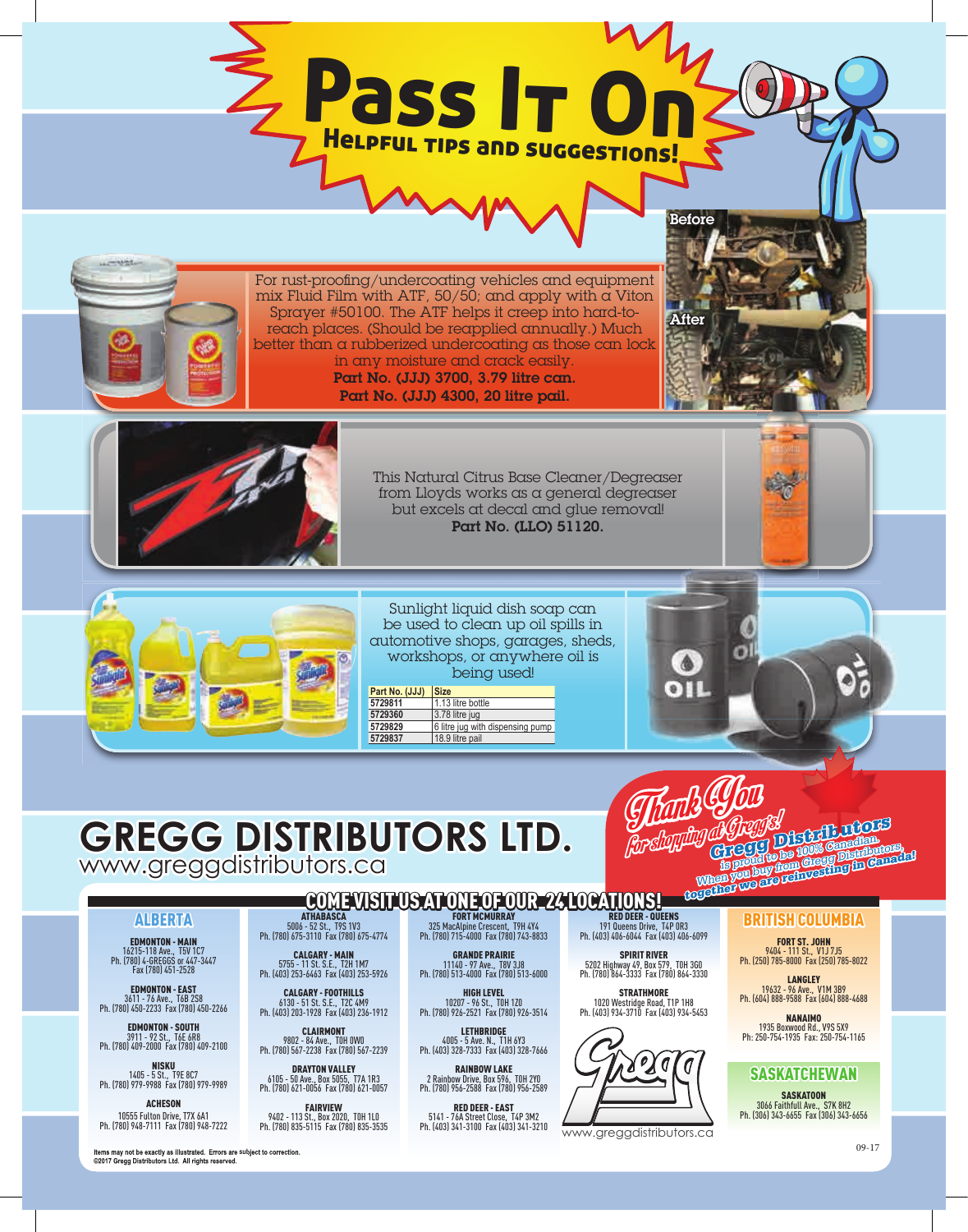# Pass It On

## Helpful tips and suggestions!

Before

After

For rust-proofing/undercoating vehicles and equipment mix Fluid Film with ATF, 50/50; and apply with a Viton Sprayer #50100. The ATF helps it creep into hard-to-reach places. (Should be reapplied annually.) Much better than a rubberized undercoating as those can lock in any moisture and crack easily.
**Part No. (JJJ) 3700, 3.79 litre can.**
**Part No. (JJJ) 4300, 20 litre pail.**

This Natural Citrus Base Cleaner/Degreaser from Lloyds works as a general degreaser but excels at decal and glue removal!
**Part No. (LLO) 51120.**

Sunlight liquid dish soap can be used to clean up oil spills in automotive shops, garages, sheds, workshops, or anywhere oil is being used!

| Part No. (JJJ) | Size |
|---|---|
| 5729811 | 1.13 litre bottle |
| 5729360 | 3.78 litre jug |
| 5729829 | 6 litre jug with dispensing pump |
| 5729837 | 18.9 litre pail |

# GREGG DISTRIBUTORS LTD.

www.greggdistributors.ca

*Thank You for shopping at Gregg's!*
**Gregg Distributors** is proud to be 100% Canadian. When you buy from Gregg Distributors, together we are reinvesting in Canada!

## COME VISIT US AT ONE OF OUR 24 LOCATIONS!

### ALBERTA

**EDMONTON - MAIN**
16215-118 Ave., T5V 1C7
Ph. (780) 4-GREGGS or 447-3447
Fax (780) 451-2528

**EDMONTON - EAST**
3611 - 76 Ave., T6B 2S8
Ph. (780) 450-2233 Fax (780) 450-2266

**EDMONTON - SOUTH**
3911 - 92 St., T6E 6R8
Ph. (780) 409-2000 Fax (780) 409-2100

**NISKU**
1405 - 5 St., T9E 8C7
Ph. (780) 979-9988 Fax (780) 979-9989

**ACHESON**
10555 Fulton Drive, T7X 6A1
Ph. (780) 948-7111 Fax (780) 948-7222

**ATHABASCA**
5006 - 52 St., T9S 1V3
Ph. (780) 675-3110 Fax (780) 675-4774

**CALGARY - MAIN**
5755 - 11 St. S.E., T2H 1M7
Ph. (403) 253-6463 Fax (403) 253-5926

**CALGARY - FOOTHILLS**
6130 - 51 St. S.E., T2C 4M9
Ph. (403) 203-1928 Fax (403) 236-1912

**CLAIRMONT**
9802 - 84 Ave., T0H 0W0
Ph. (780) 567-2238 Fax (780) 567-2239

**DRAYTON VALLEY**
6105 - 50 Ave., Box 5055, T7A 1R3
Ph. (780) 621-0056 Fax (780) 621-0057

**FAIRVIEW**
9402 - 113 St., Box 2020, T0H 1L0
Ph. (780) 835-5115 Fax (780) 835-3535

**FORT MCMURRAY**
325 MacAlpine Crescent, T9H 4Y4
Ph. (780) 715-4000 Fax (780) 743-8833

**GRANDE PRAIRIE**
11140 - 97 Ave., T8V 3J8
Ph. (780) 513-4000 Fax (780) 513-6000

**HIGH LEVEL**
10207 - 96 St., T0H 1Z0
Ph. (780) 926-2521 Fax (780) 926-3514

**LETHBRIDGE**
4005 - 5 Ave. N., T1H 6Y3
Ph. (403) 328-7333 Fax (403) 328-7666

**RAINBOW LAKE**
2 Rainbow Drive, Box 596, T0H 2Y0
Ph. (780) 956-2588 Fax (780) 956-2589

**RED DEER - EAST**
5141 - 76A Street Close, T4P 3M2
Ph. (403) 341-3100 Fax (403) 341-3210

**RED DEER - QUEENS**
191 Queens Drive, T4P 0R3
Ph. (403) 406-6044 Fax (403) 406-6099

**SPIRIT RIVER**
5202 Highway 49, Box 579, T0H 3G0
Ph. (780) 864-3333 Fax (780) 864-3330

**STRATHMORE**
1020 Westridge Road, T1P 1H8
Ph. (403) 934-3710 Fax (403) 934-5453

www.greggdistributors.ca

### BRITISH COLUMBIA

**FORT ST. JOHN**
9404 - 111 St., V1J 7J5
Ph. (250) 785-8000 Fax (250) 785-8022

**LANGLEY**
19632 - 96 Ave., V1M 3B9
Ph. (604) 888-9588 Fax (604) 888-4688

**NANAIMO**
1935 Boxwood Rd., V9S 5X9
Ph: 250-754-1935 Fax: 250-754-1165

### SASKATCHEWAN

**SASKATOON**
3066 Faithfull Ave., S7K 8H2
Ph. (306) 343-6655 Fax (306) 343-6656

Items may not be exactly as illustrated. Errors are subject to correction.
©2017 Gregg Distributors Ltd. All rights reserved.

09-17